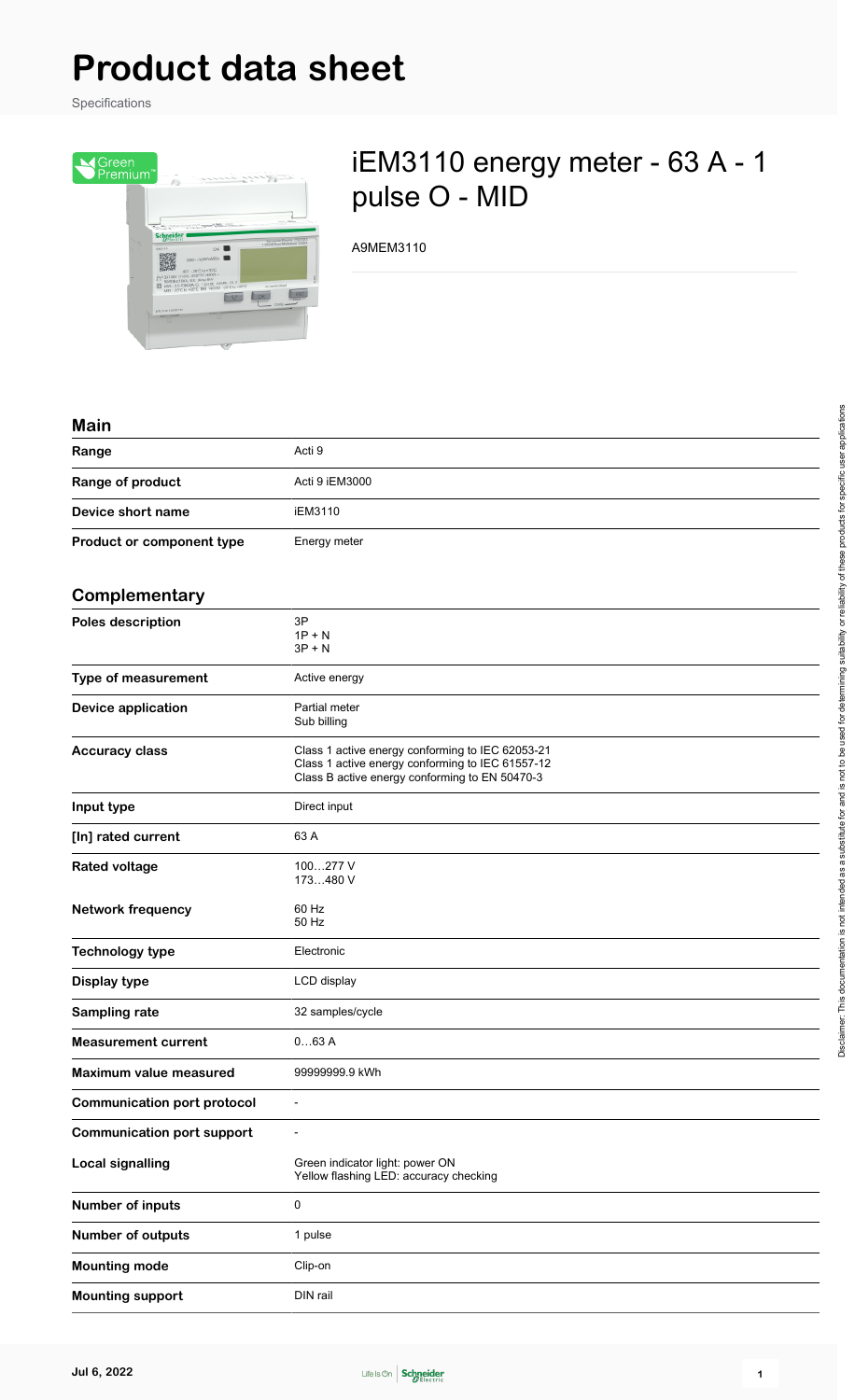# Product data sheet

Specifications

# iEM3110 energy meter - 63 A - 1 pulse O - MID

A9MEM3110

## Main

| | |
|---|---|
| **Range** | Acti 9 |
| **Range of product** | Acti 9 iEM3000 |
| **Device short name** | iEM3110 |
| **Product or component type** | Energy meter |

## Complementary

| | |
|---|---|
| **Poles description** | 3P<br>1P + N<br>3P + N |
| **Type of measurement** | Active energy |
| **Device application** | Partial meter<br>Sub billing |
| **Accuracy class** | Class 1 active energy conforming to IEC 62053-21<br>Class 1 active energy conforming to IEC 61557-12<br>Class B active energy conforming to EN 50470-3 |
| **Input type** | Direct input |
| **[In] rated current** | 63 A |
| **Rated voltage** | 100…277 V<br>173…480 V |
| **Network frequency** | 60 Hz<br>50 Hz |
| **Technology type** | Electronic |
| **Display type** | LCD display |
| **Sampling rate** | 32 samples/cycle |
| **Measurement current** | 0…63 A |
| **Maximum value measured** | 99999999.9 kWh |
| **Communication port protocol** | - |
| **Communication port support** | - |
| **Local signalling** | Green indicator light: power ON<br>Yellow flashing LED: accuracy checking |
| **Number of inputs** | 0 |
| **Number of outputs** | 1 pulse |
| **Mounting mode** | Clip-on |
| **Mounting support** | DIN rail |

Disclaimer: This documentation is not intended as a substitute for and is not to be used for determining suitability or reliability of these products for specific user applications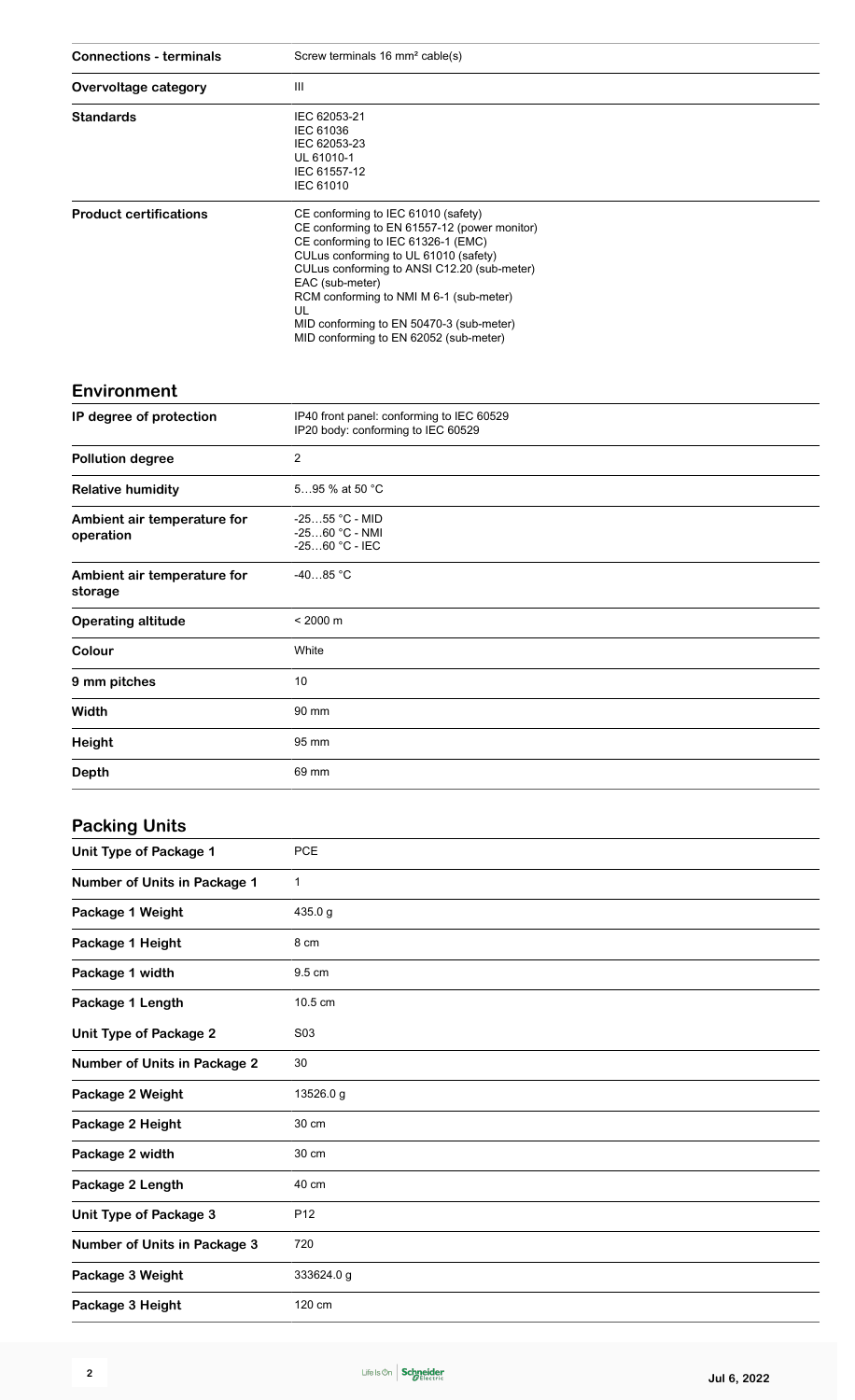| | |
|---|---|
| **Connections - terminals** | Screw terminals 16 mm² cable(s) |
| **Overvoltage category** | III |
| **Standards** | IEC 62053-21<br>IEC 61036<br>IEC 62053-23<br>UL 61010-1<br>IEC 61557-12<br>IEC 61010 |
| **Product certifications** | CE conforming to IEC 61010 (safety)<br>CE conforming to EN 61557-12 (power monitor)<br>CE conforming to IEC 61326-1 (EMC)<br>CULus conforming to UL 61010 (safety)<br>CULus conforming to ANSI C12.20 (sub-meter)<br>EAC (sub-meter)<br>RCM conforming to NMI M 6-1 (sub-meter)<br>UL<br>MID conforming to EN 50470-3 (sub-meter)<br>MID conforming to EN 62052 (sub-meter) |

## Environment

| | |
|---|---|
| **IP degree of protection** | IP40 front panel: conforming to IEC 60529<br>IP20 body: conforming to IEC 60529 |
| **Pollution degree** | 2 |
| **Relative humidity** | 5…95 % at 50 °C |
| **Ambient air temperature for operation** | -25…55 °C - MID<br>-25…60 °C - NMI<br>-25…60 °C - IEC |
| **Ambient air temperature for storage** | -40…85 °C |
| **Operating altitude** | < 2000 m |
| **Colour** | White |
| **9 mm pitches** | 10 |
| **Width** | 90 mm |
| **Height** | 95 mm |
| **Depth** | 69 mm |

## Packing Units

| | |
|---|---|
| **Unit Type of Package 1** | PCE |
| **Number of Units in Package 1** | 1 |
| **Package 1 Weight** | 435.0 g |
| **Package 1 Height** | 8 cm |
| **Package 1 width** | 9.5 cm |
| **Package 1 Length** | 10.5 cm |
| **Unit Type of Package 2** | S03 |
| **Number of Units in Package 2** | 30 |
| **Package 2 Weight** | 13526.0 g |
| **Package 2 Height** | 30 cm |
| **Package 2 width** | 30 cm |
| **Package 2 Length** | 40 cm |
| **Unit Type of Package 3** | P12 |
| **Number of Units in Package 3** | 720 |
| **Package 3 Weight** | 333624.0 g |
| **Package 3 Height** | 120 cm |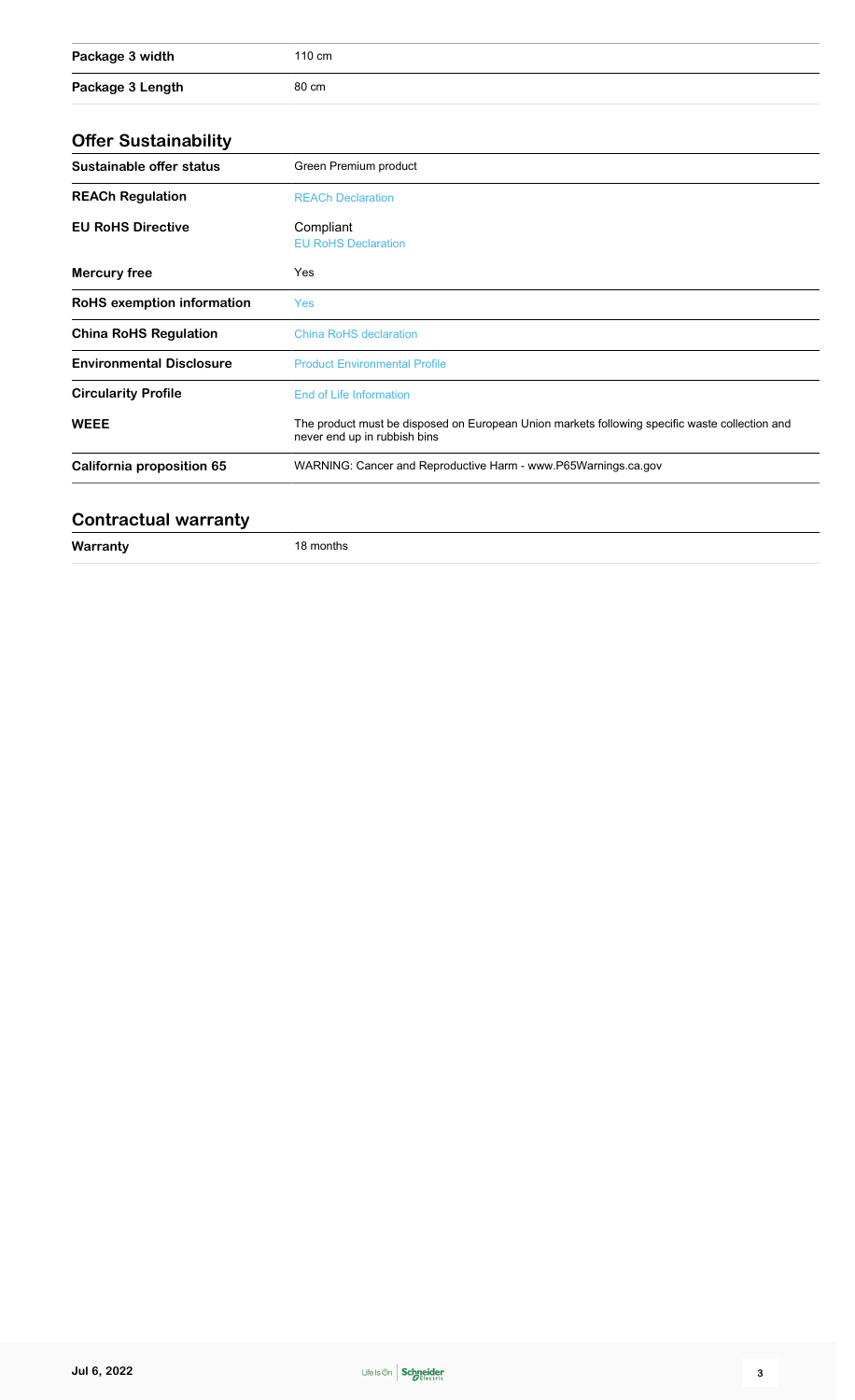| | |
|---|---|
| **Package 3 width** | 110 cm |
| **Package 3 Length** | 80 cm |

## Offer Sustainability

| | |
|---|---|
| **Sustainable offer status** | Green Premium product |
| **REACh Regulation** | REACh Declaration |
| **EU RoHS Directive** | Compliant<br>EU RoHS Declaration |
| **Mercury free** | Yes |
| **RoHS exemption information** | Yes |
| **China RoHS Regulation** | China RoHS declaration |
| **Environmental Disclosure** | Product Environmental Profile |
| **Circularity Profile** | End of Life Information |
| **WEEE** | The product must be disposed on European Union markets following specific waste collection and never end up in rubbish bins |
| **California proposition 65** | WARNING: Cancer and Reproductive Harm - www.P65Warnings.ca.gov |

## Contractual warranty

| | |
|---|---|
| **Warranty** | 18 months |